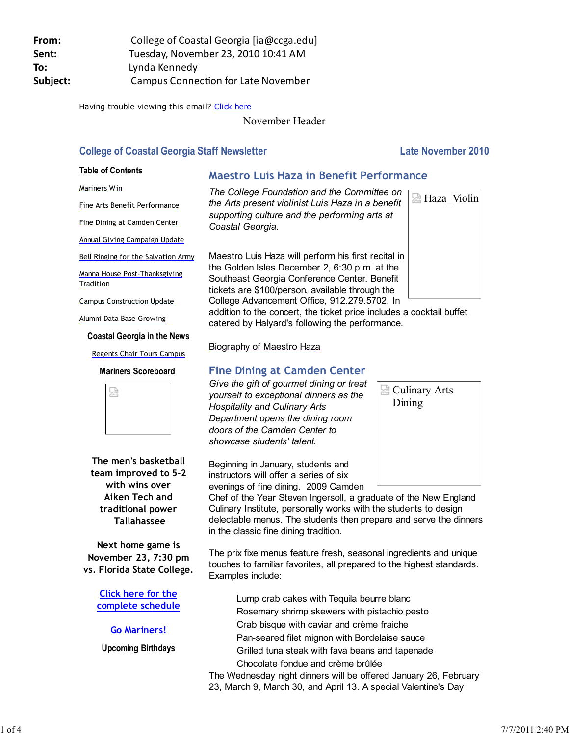**From:** College of Coastal Georgia [ia@ccga.edu]
**Sent:** Tuesday, November 23, 2010 10:41 AM
**To:** Lynda Kennedy
**Subject:** Campus Connection for Late November

Having trouble viewing this email? Click here

November Header

## College of Coastal Georgia Staff Newsletter — Late November 2010

**Table of Contents**

- Mariners Win
- Fine Arts Benefit Performance
- Fine Dining at Camden Center
- Annual Giving Campaign Update
- Bell Ringing for the Salvation Army
- Manna House Post-Thanksgiving Tradition
- Campus Construction Update
- Alumni Data Base Growing

**Coastal Georgia in the News**

- Regents Chair Tours Campus

**Mariners Scoreboard**

The men's basketball team improved to 5-2 with wins over Aiken Tech and traditional power Tallahassee

Next home game is November 23, 7:30 pm vs. Florida State College.

Click here for the complete schedule

Go Mariners!

**Upcoming Birthdays**

## Maestro Luis Haza in Benefit Performance

Haza_Violin

*The College Foundation and the Committee on the Arts present violinist Luis Haza in a benefit supporting culture and the performing arts at Coastal Georgia.*

Maestro Luis Haza will perform his first recital in the Golden Isles December 2, 6:30 p.m. at the Southeast Georgia Conference Center. Benefit tickets are $100/person, available through the College Advancement Office, 912.279.5702. In addition to the concert, the ticket price includes a cocktail buffet catered by Halyard's following the performance.

Biography of Maestro Haza

## Fine Dining at Camden Center

Culinary Arts Dining

*Give the gift of gourmet dining or treat yourself to exceptional dinners as the Hospitality and Culinary Arts Department opens the dining room doors of the Camden Center to showcase students' talent.*

Beginning in January, students and instructors will offer a series of six evenings of fine dining. 2009 Camden Chef of the Year Steven Ingersoll, a graduate of the New England Culinary Institute, personally works with the students to design delectable menus. The students then prepare and serve the dinners in the classic fine dining tradition.

The prix fixe menus feature fresh, seasonal ingredients and unique touches to familiar favorites, all prepared to the highest standards. Examples include:

> Lump crab cakes with Tequila beurre blanc
> Rosemary shrimp skewers with pistachio pesto
> Crab bisque with caviar and crème fraiche
> Pan-seared filet mignon with Bordelaise sauce
> Grilled tuna steak with fava beans and tapenade
> Chocolate fondue and crème brûlée

The Wednesday night dinners will be offered January 26, February 23, March 9, March 30, and April 13. A special Valentine's Day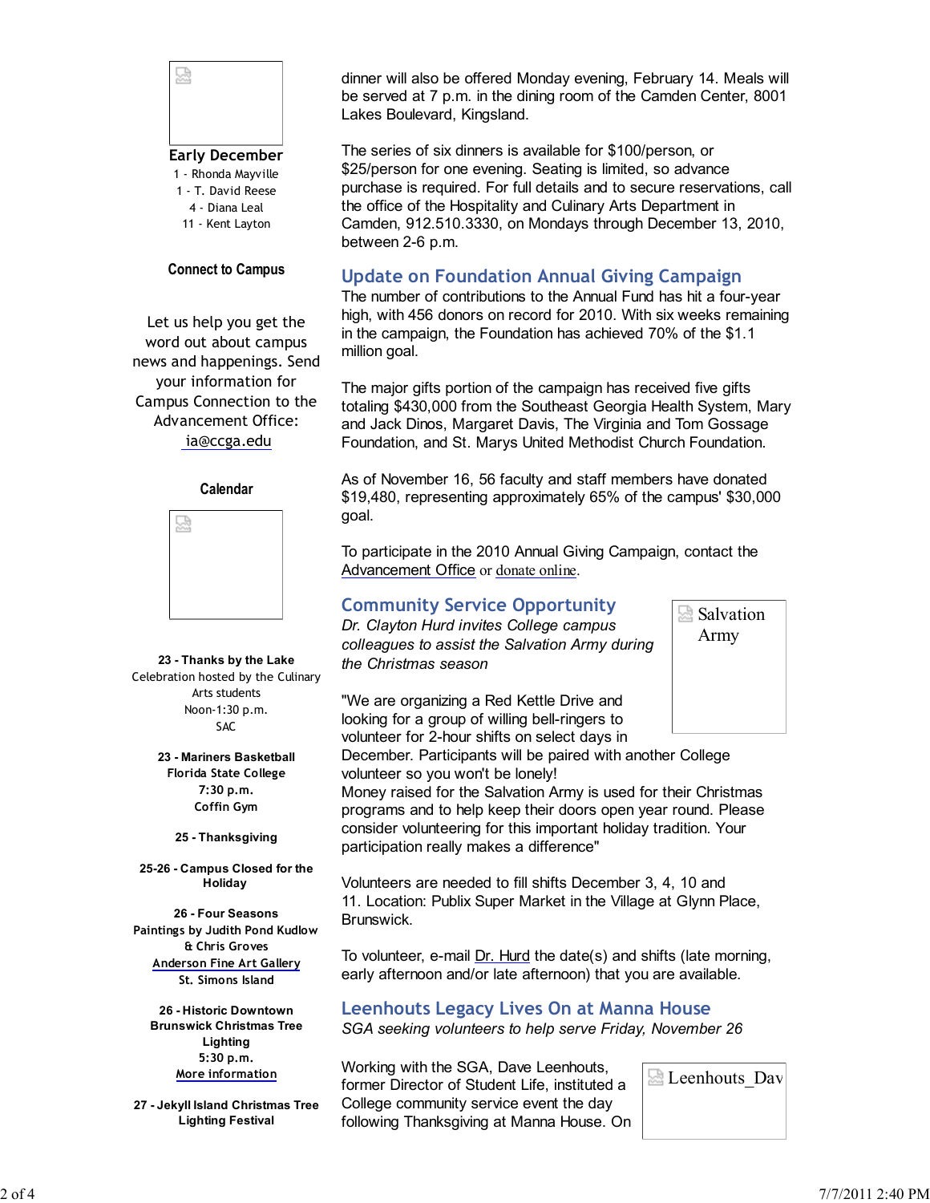### Early December

1 - Rhonda Mayville
1 - T. David Reese
4 - Diana Leal
11 - Kent Layton

**Connect to Campus**

Let us help you get the word out about campus news and happenings. Send your information for Campus Connection to the Advancement Office: ia@ccga.edu

**Calendar**

**23 - Thanks by the Lake**
Celebration hosted by the Culinary Arts students
Noon-1:30 p.m.
SAC

**23 - Mariners Basketball**
**Florida State College**
**7:30 p.m.**
**Coffin Gym**

**25 - Thanksgiving**

**25-26 - Campus Closed for the Holiday**

**26 - Four Seasons**
**Paintings by Judith Pond Kudlow & Chris Groves**
**Anderson Fine Art Gallery**
**St. Simons Island**

**26 - Historic Downtown Brunswick Christmas Tree Lighting**
**5:30 p.m.**
**More information**

**27 - Jekyll Island Christmas Tree Lighting Festival**

dinner will also be offered Monday evening, February 14. Meals will be served at 7 p.m. in the dining room of the Camden Center, 8001 Lakes Boulevard, Kingsland.

The series of six dinners is available for $100/person, or $25/person for one evening. Seating is limited, so advance purchase is required. For full details and to secure reservations, call the office of the Hospitality and Culinary Arts Department in Camden, 912.510.3330, on Mondays through December 13, 2010, between 2-6 p.m.

## Update on Foundation Annual Giving Campaign

The number of contributions to the Annual Fund has hit a four-year high, with 456 donors on record for 2010. With six weeks remaining in the campaign, the Foundation has achieved 70% of the $1.1 million goal.

The major gifts portion of the campaign has received five gifts totaling $430,000 from the Southeast Georgia Health System, Mary and Jack Dinos, Margaret Davis, The Virginia and Tom Gossage Foundation, and St. Marys United Methodist Church Foundation.

As of November 16, 56 faculty and staff members have donated $19,480, representing approximately 65% of the campus' $30,000 goal.

To participate in the 2010 Annual Giving Campaign, contact the Advancement Office or donate online.

## Community Service Opportunity

*Dr. Clayton Hurd invites College campus colleagues to assist the Salvation Army during the Christmas season*

"We are organizing a Red Kettle Drive and looking for a group of willing bell-ringers to volunteer for 2-hour shifts on select days in December. Participants will be paired with another College volunteer so you won't be lonely!
Money raised for the Salvation Army is used for their Christmas programs and to help keep their doors open year round. Please consider volunteering for this important holiday tradition. Your participation really makes a difference"

Volunteers are needed to fill shifts December 3, 4, 10 and 11. Location: Publix Super Market in the Village at Glynn Place, Brunswick.

To volunteer, e-mail Dr. Hurd the date(s) and shifts (late morning, early afternoon and/or late afternoon) that you are available.

## Leenhouts Legacy Lives On at Manna House

*SGA seeking volunteers to help serve Friday, November 26*

Working with the SGA, Dave Leenhouts, former Director of Student Life, instituted a College community service event the day following Thanksgiving at Manna House. On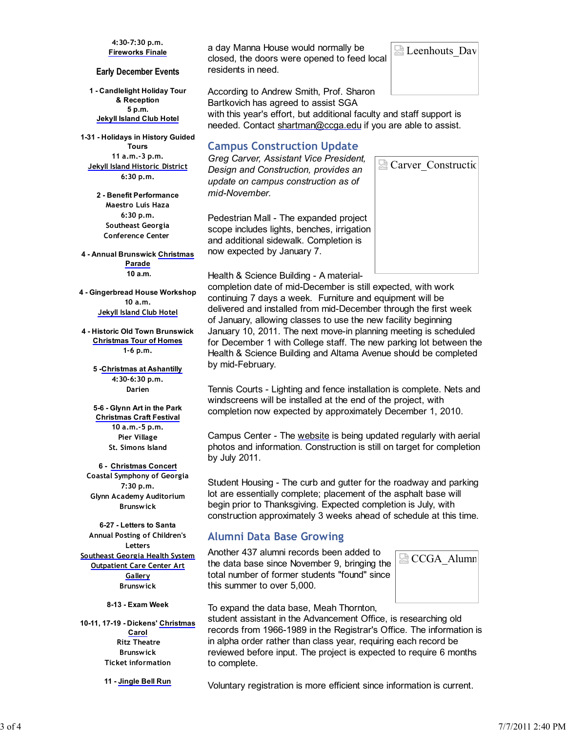4:30-7:30 p.m.
Fireworks Finale

### Early December Events

1 - Candlelight Holiday Tour & Reception
5 p.m.
Jekyll Island Club Hotel

1-31 - Holidays in History Guided Tours
11 a.m.-3 p.m.
Jekyll Island Historic District
6:30 p.m.

2 - Benefit Performance
Maestro Luis Haza
6:30 p.m.
Southeast Georgia Conference Center

4 - Annual Brunswick Christmas Parade
10 a.m.

4 - Gingerbread House Workshop
10 a.m.
Jekyll Island Club Hotel

4 - Historic Old Town Brunswick Christmas Tour of Homes
1-6 p.m.

5 -Christmas at Ashantilly
4:30-6:30 p.m.
Darien

5-6 - Glynn Art in the Park Christmas Craft Festival
10 a.m.-5 p.m.
Pier Village
St. Simons Island

6 - Christmas Concert
Coastal Symphony of Georgia
7:30 p.m.
Glynn Academy Auditorium
Brunswick

6-27 - Letters to Santa
Annual Posting of Children's Letters
Southeast Georgia Health System Outpatient Care Center Art Gallery
Brunswick

8-13 - Exam Week

10-11, 17-19 - Dickens' Christmas Carol
Ritz Theatre
Brunswick
Ticket information

11 - Jingle Bell Run

a day Manna House would normally be closed, the doors were opened to feed local residents in need.

According to Andrew Smith, Prof. Sharon Bartkovich has agreed to assist SGA with this year's effort, but additional faculty and staff support is needed. Contact shartman@ccga.edu if you are able to assist.

## Campus Construction Update

*Greg Carver, Assistant Vice President, Design and Construction, provides an update on campus construction as of mid-November.*

Pedestrian Mall - The expanded project scope includes lights, benches, irrigation and additional sidewalk. Completion is now expected by January 7.

Health & Science Building - A material-completion date of mid-December is still expected, with work continuing 7 days a week. Furniture and equipment will be delivered and installed from mid-December through the first week of January, allowing classes to use the new facility beginning January 10, 2011. The next move-in planning meeting is scheduled for December 1 with College staff. The new parking lot between the Health & Science Building and Altama Avenue should be completed by mid-February.

Tennis Courts - Lighting and fence installation is complete. Nets and windscreens will be installed at the end of the project, with completion now expected by approximately December 1, 2010.

Campus Center - The website is being updated regularly with aerial photos and information. Construction is still on target for completion by July 2011.

Student Housing - The curb and gutter for the roadway and parking lot are essentially complete; placement of the asphalt base will begin prior to Thanksgiving. Expected completion is July, with construction approximately 3 weeks ahead of schedule at this time.

## Alumni Data Base Growing

Another 437 alumni records been added to the data base since November 9, bringing the total number of former students "found" since this summer to over 5,000.

To expand the data base, Meah Thornton, student assistant in the Advancement Office, is researching old records from 1966-1989 in the Registrar's Office. The information is in alpha order rather than class year, requiring each record be reviewed before input. The project is expected to require 6 months to complete.

Voluntary registration is more efficient since information is current.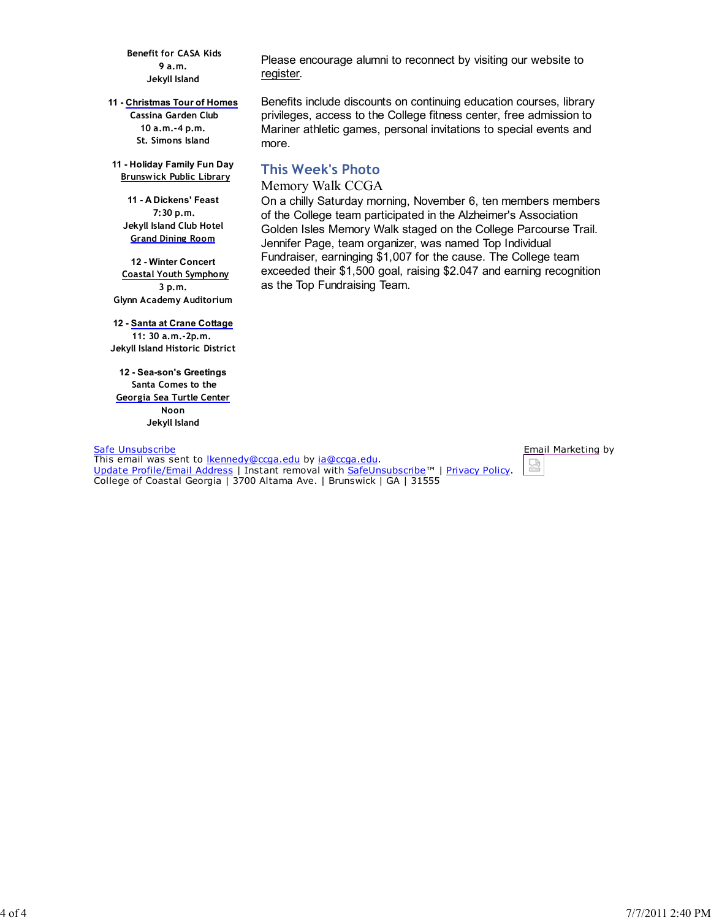Benefit for CASA Kids
9 a.m.
Jekyll Island

11 - Christmas Tour of Homes
Cassina Garden Club
10 a.m.-4 p.m.
St. Simons Island

11 - Holiday Family Fun Day
Brunswick Public Library

11 - A Dickens' Feast
7:30 p.m.
Jekyll Island Club Hotel
Grand Dining Room

12 - Winter Concert
Coastal Youth Symphony
3 p.m.
Glynn Academy Auditorium

12 - Santa at Crane Cottage
11: 30 a.m.-2p.m.
Jekyll Island Historic District

12 - Sea-son's Greetings
Santa Comes to the
Georgia Sea Turtle Center
Noon
Jekyll Island

Please encourage alumni to reconnect by visiting our website to register.

Benefits include discounts on continuing education courses, library privileges, access to the College fitness center, free admission to Mariner athletic games, personal invitations to special events and more.

## This Week's Photo

### Memory Walk CCGA

On a chilly Saturday morning, November 6, ten members members of the College team participated in the Alzheimer's Association Golden Isles Memory Walk staged on the College Parcourse Trail. Jennifer Page, team organizer, was named Top Individual Fundraiser, earninging $1,007 for the cause. The College team exceeded their $1,500 goal, raising $2.047 and earning recognition as the Top Fundraising Team.

Safe Unsubscribe
This email was sent to lkennedy@ccga.edu by ia@ccga.edu.
Update Profile/Email Address | Instant removal with SafeUnsubscribe™ | Privacy Policy.
College of Coastal Georgia | 3700 Altama Ave. | Brunswick | GA | 31555

Email Marketing by